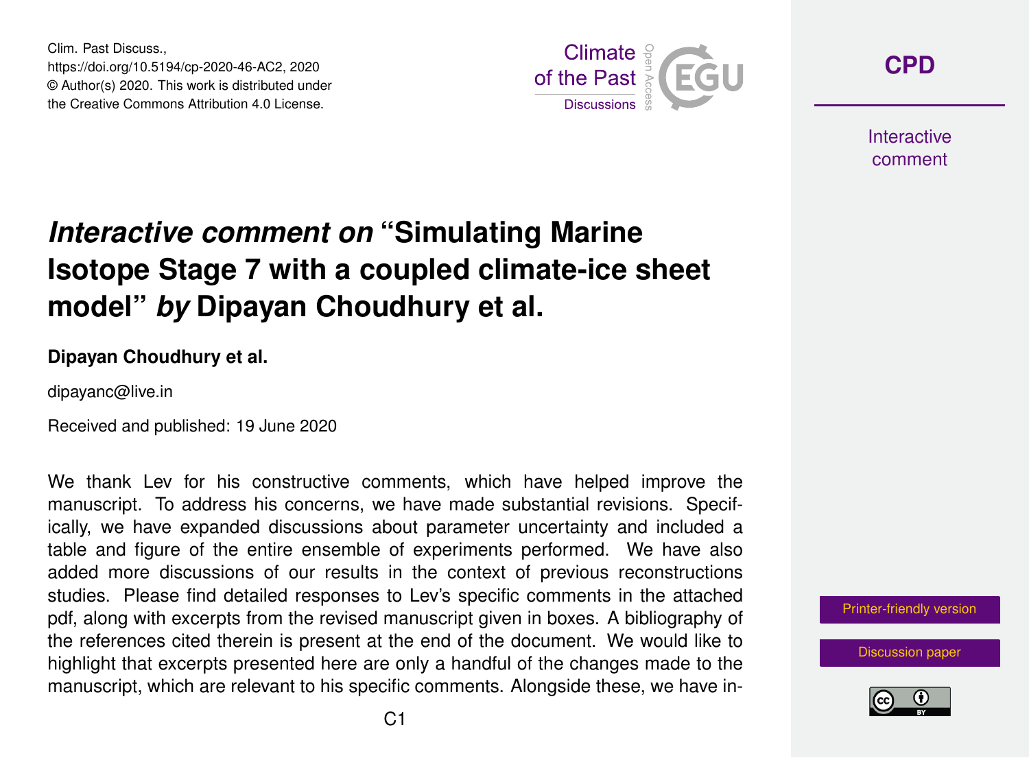# *Interactive comment on* "Simulating Marine Isotope Stage 7 with a coupled climate-ice sheet model" *by* Dipayan Choudhury et al.

**Dipayan Choudhury et al.**

dipayanc@live.in

Received and published: 19 June 2020

We thank Lev for his constructive comments, which have helped improve the manuscript. To address his concerns, we have made substantial revisions. Specifically, we have expanded discussions about parameter uncertainty and included a table and figure of the entire ensemble of experiments performed. We have also added more discussions of our results in the context of previous reconstructions studies. Please find detailed responses to Lev's specific comments in the attached pdf, along with excerpts from the revised manuscript given in boxes. A bibliography of the references cited therein is present at the end of the document. We would like to highlight that excerpts presented here are only a handful of the changes made to the manuscript, which are relevant to his specific comments. Alongside these, we have in-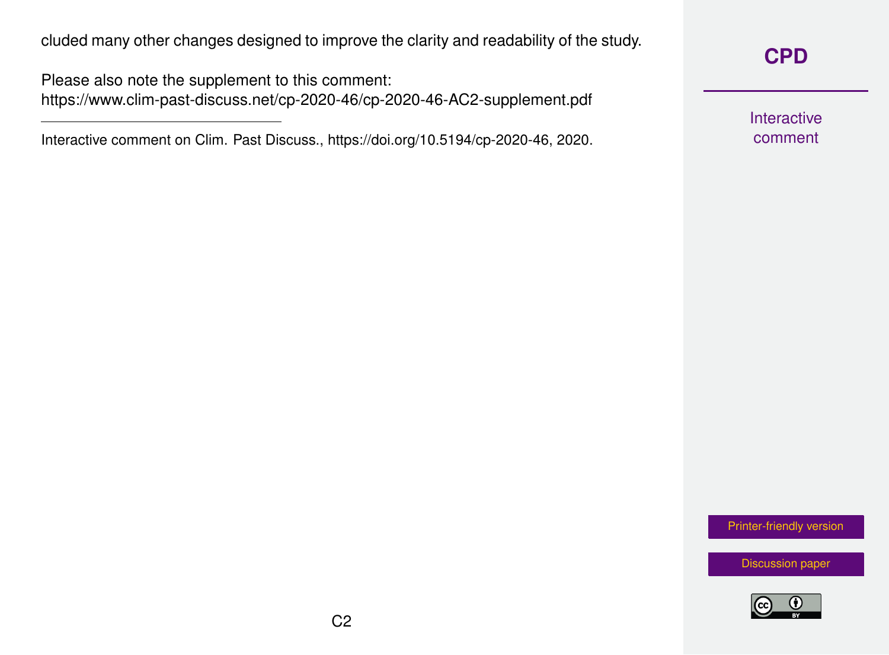cluded many other changes designed to improve the clarity and readability of the study.

Please also note the supplement to this comment:
https://www.clim-past-discuss.net/cp-2020-46/cp-2020-46-AC2-supplement.pdf

---

Interactive comment on Clim. Past Discuss., https://doi.org/10.5194/cp-2020-46, 2020.